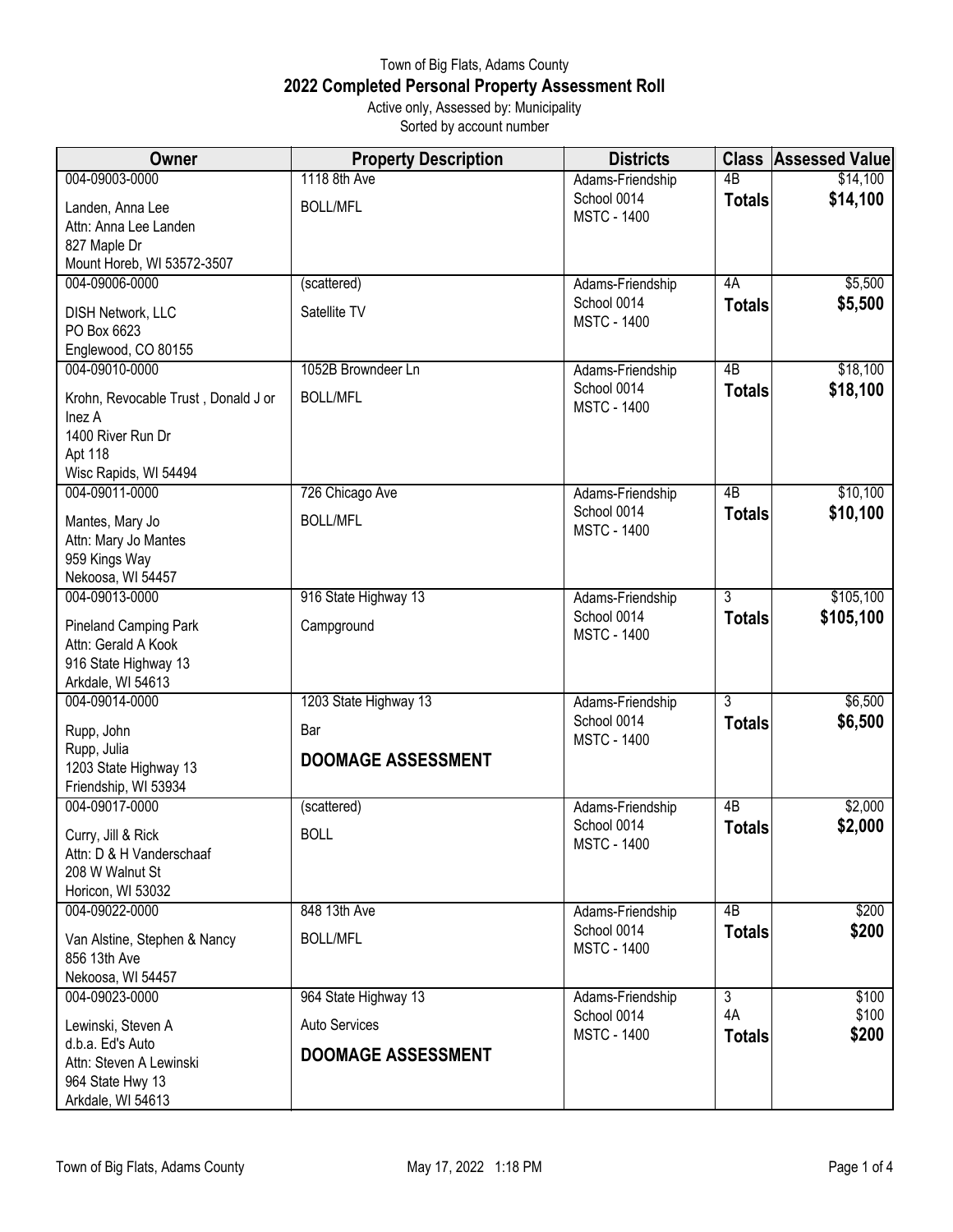Town of Big Flats, Adams County

# 2022 Completed Personal Property Assessment Roll

Active only, Assessed by: Municipality
Sorted by account number

| Owner | Property Description | Districts | Class | Assessed Value |
|---|---|---|---|---|
| 004-09003-0000<br>Landen, Anna Lee<br>Attn: Anna Lee Landen<br>827 Maple Dr<br>Mount Horeb, WI 53572-3507 | 1118 8th Ave<br>BOLL/MFL | Adams-Friendship<br>School 0014<br>MSTC - 1400 | 4B<br>**Totals** | $14,100<br>**$14,100** |
| 004-09006-0000<br>DISH Network, LLC<br>PO Box 6623<br>Englewood, CO 80155 | (scattered)<br>Satellite TV | Adams-Friendship<br>School 0014<br>MSTC - 1400 | 4A<br>**Totals** | $5,500<br>**$5,500** |
| 004-09010-0000<br>Krohn, Revocable Trust , Donald J or Inez A<br>1400 River Run Dr<br>Apt 118<br>Wisc Rapids, WI 54494 | 1052B Browndeer Ln<br>BOLL/MFL | Adams-Friendship<br>School 0014<br>MSTC - 1400 | 4B<br>**Totals** | $18,100<br>**$18,100** |
| 004-09011-0000<br>Mantes, Mary Jo<br>Attn: Mary Jo Mantes<br>959 Kings Way<br>Nekoosa, WI 54457 | 726 Chicago Ave<br>BOLL/MFL | Adams-Friendship<br>School 0014<br>MSTC - 1400 | 4B<br>**Totals** | $10,100<br>**$10,100** |
| 004-09013-0000<br>Pineland Camping Park<br>Attn: Gerald A Kook<br>916 State Highway 13<br>Arkdale, WI 54613 | 916 State Highway 13<br>Campground | Adams-Friendship<br>School 0014<br>MSTC - 1400 | 3<br>**Totals** | $105,100<br>**$105,100** |
| 004-09014-0000<br>Rupp, John<br>Rupp, Julia<br>1203 State Highway 13<br>Friendship, WI 53934 | 1203 State Highway 13<br>Bar<br>**DOOMAGE ASSESSMENT** | Adams-Friendship<br>School 0014<br>MSTC - 1400 | 3<br>**Totals** | $6,500<br>**$6,500** |
| 004-09017-0000<br>Curry, Jill & Rick<br>Attn: D & H Vanderschaaf<br>208 W Walnut St<br>Horicon, WI 53032 | (scattered)<br>BOLL | Adams-Friendship<br>School 0014<br>MSTC - 1400 | 4B<br>**Totals** | $2,000<br>**$2,000** |
| 004-09022-0000<br>Van Alstine, Stephen & Nancy<br>856 13th Ave<br>Nekoosa, WI 54457 | 848 13th Ave<br>BOLL/MFL | Adams-Friendship<br>School 0014<br>MSTC - 1400 | 4B<br>**Totals** | $200<br>**$200** |
| 004-09023-0000<br>Lewinski, Steven A<br>d.b.a. Ed's Auto<br>Attn: Steven A Lewinski<br>964 State Hwy 13<br>Arkdale, WI 54613 | 964 State Highway 13<br>Auto Services<br>**DOOMAGE ASSESSMENT** | Adams-Friendship<br>School 0014<br>MSTC - 1400 | 3<br>4A<br>**Totals** | $100<br>$100<br>**$200** |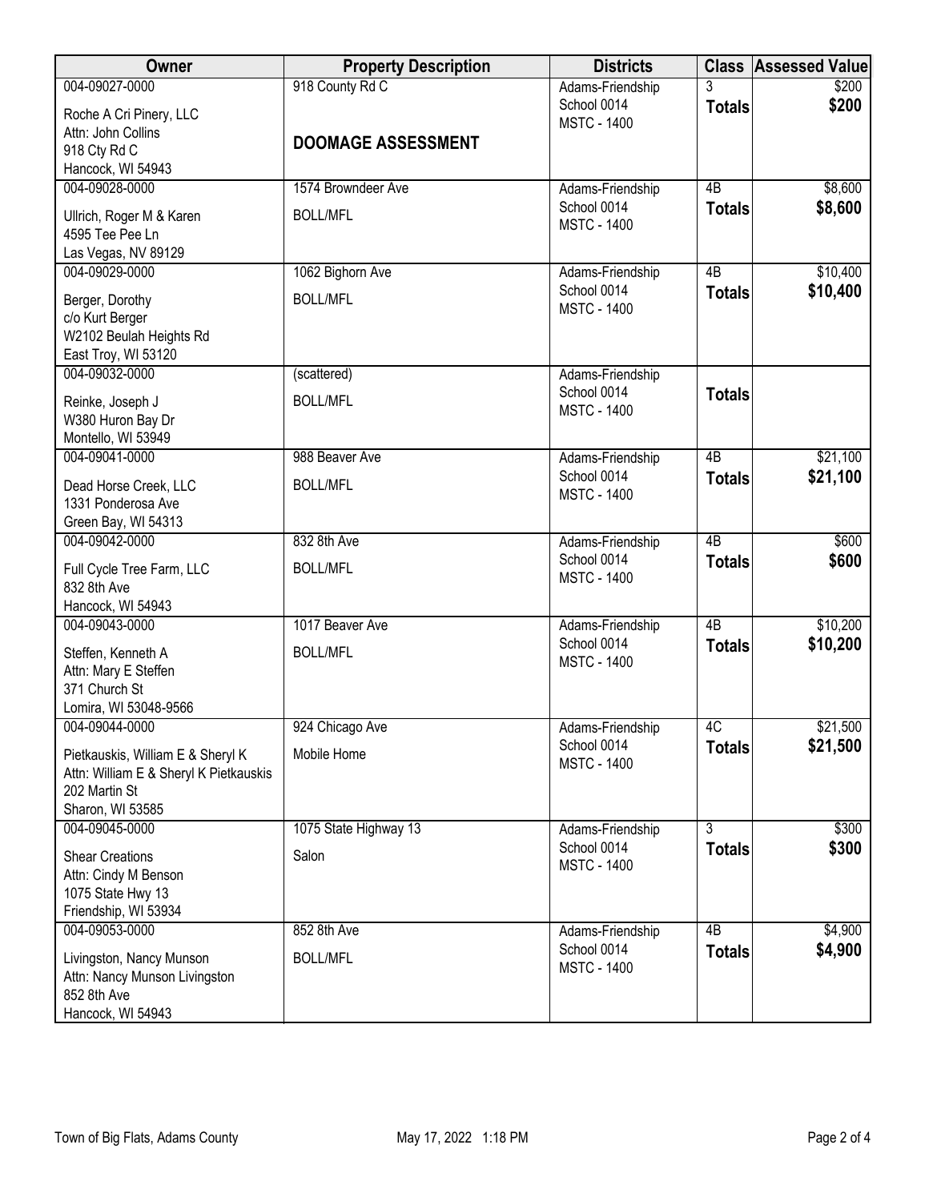| Owner | Property Description | Districts | Class | Assessed Value |
|---|---|---|---|---|
| 004-09027-0000<br>Roche A Cri Pinery, LLC<br>Attn: John Collins<br>918 Cty Rd C<br>Hancock, WI 54943 | 918 County Rd C<br>**DOOMAGE ASSESSMENT** | Adams-Friendship<br>School 0014<br>MSTC - 1400 | 3<br>**Totals** | $200<br>**$200** |
| 004-09028-0000<br>Ullrich, Roger M & Karen<br>4595 Tee Pee Ln<br>Las Vegas, NV 89129 | 1574 Browndeer Ave<br>BOLL/MFL | Adams-Friendship<br>School 0014<br>MSTC - 1400 | 4B<br>**Totals** | $8,600<br>**$8,600** |
| 004-09029-0000<br>Berger, Dorothy<br>c/o Kurt Berger<br>W2102 Beulah Heights Rd<br>East Troy, WI 53120 | 1062 Bighorn Ave<br>BOLL/MFL | Adams-Friendship<br>School 0014<br>MSTC - 1400 | 4B<br>**Totals** | $10,400<br>**$10,400** |
| 004-09032-0000<br>Reinke, Joseph J<br>W380 Huron Bay Dr<br>Montello, WI 53949 | (scattered)<br>BOLL/MFL | Adams-Friendship<br>School 0014<br>MSTC - 1400 | **Totals** | |
| 004-09041-0000<br>Dead Horse Creek, LLC<br>1331 Ponderosa Ave<br>Green Bay, WI 54313 | 988 Beaver Ave<br>BOLL/MFL | Adams-Friendship<br>School 0014<br>MSTC - 1400 | 4B<br>**Totals** | $21,100<br>**$21,100** |
| 004-09042-0000<br>Full Cycle Tree Farm, LLC<br>832 8th Ave<br>Hancock, WI 54943 | 832 8th Ave<br>BOLL/MFL | Adams-Friendship<br>School 0014<br>MSTC - 1400 | 4B<br>**Totals** | $600<br>**$600** |
| 004-09043-0000<br>Steffen, Kenneth A<br>Attn: Mary E Steffen<br>371 Church St<br>Lomira, WI 53048-9566 | 1017 Beaver Ave<br>BOLL/MFL | Adams-Friendship<br>School 0014<br>MSTC - 1400 | 4B<br>**Totals** | $10,200<br>**$10,200** |
| 004-09044-0000<br>Pietkauskis, William E & Sheryl K<br>Attn: William E & Sheryl K Pietkauskis<br>202 Martin St<br>Sharon, WI 53585 | 924 Chicago Ave<br>Mobile Home | Adams-Friendship<br>School 0014<br>MSTC - 1400 | 4C<br>**Totals** | $21,500<br>**$21,500** |
| 004-09045-0000<br>Shear Creations<br>Attn: Cindy M Benson<br>1075 State Hwy 13<br>Friendship, WI 53934 | 1075 State Highway 13<br>Salon | Adams-Friendship<br>School 0014<br>MSTC - 1400 | 3<br>**Totals** | $300<br>**$300** |
| 004-09053-0000<br>Livingston, Nancy Munson<br>Attn: Nancy Munson Livingston<br>852 8th Ave<br>Hancock, WI 54943 | 852 8th Ave<br>BOLL/MFL | Adams-Friendship<br>School 0014<br>MSTC - 1400 | 4B<br>**Totals** | $4,900<br>**$4,900** |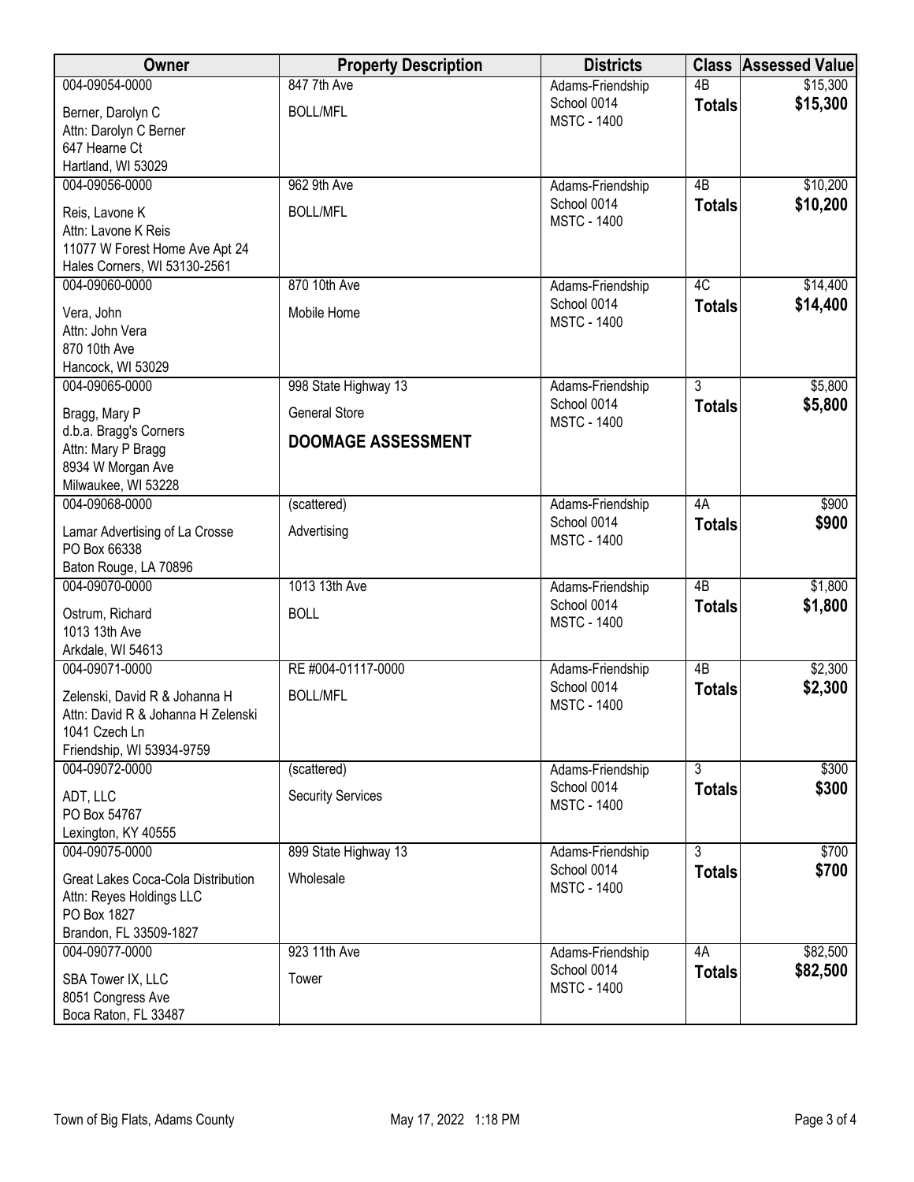| Owner | Property Description | Districts | Class | Assessed Value |
|---|---|---|---|---|
| 004-09054-0000<br>Berner, Darolyn C<br>Attn: Darolyn C Berner<br>647 Hearne Ct<br>Hartland, WI 53029 | 847 7th Ave<br>BOLL/MFL | Adams-Friendship<br>School 0014<br>MSTC - 1400 | 4B<br>**Totals** | $15,300<br>**$15,300** |
| 004-09056-0000<br>Reis, Lavone K<br>Attn: Lavone K Reis<br>11077 W Forest Home Ave Apt 24<br>Hales Corners, WI 53130-2561 | 962 9th Ave<br>BOLL/MFL | Adams-Friendship<br>School 0014<br>MSTC - 1400 | 4B<br>**Totals** | $10,200<br>**$10,200** |
| 004-09060-0000<br>Vera, John<br>Attn: John Vera<br>870 10th Ave<br>Hancock, WI 53029 | 870 10th Ave<br>Mobile Home | Adams-Friendship<br>School 0014<br>MSTC - 1400 | 4C<br>**Totals** | $14,400<br>**$14,400** |
| 004-09065-0000<br>Bragg, Mary P<br>d.b.a. Bragg's Corners<br>Attn: Mary P Bragg<br>8934 W Morgan Ave<br>Milwaukee, WI 53228 | 998 State Highway 13<br>General Store<br>**DOOMAGE ASSESSMENT** | Adams-Friendship<br>School 0014<br>MSTC - 1400 | 3<br>**Totals** | $5,800<br>**$5,800** |
| 004-09068-0000<br>Lamar Advertising of La Crosse<br>PO Box 66338<br>Baton Rouge, LA 70896 | (scattered)<br>Advertising | Adams-Friendship<br>School 0014<br>MSTC - 1400 | 4A<br>**Totals** | $900<br>**$900** |
| 004-09070-0000<br>Ostrum, Richard<br>1013 13th Ave<br>Arkdale, WI 54613 | 1013 13th Ave<br>BOLL | Adams-Friendship<br>School 0014<br>MSTC - 1400 | 4B<br>**Totals** | $1,800<br>**$1,800** |
| 004-09071-0000<br>Zelenski, David R & Johanna H<br>Attn: David R & Johanna H Zelenski<br>1041 Czech Ln<br>Friendship, WI 53934-9759 | RE #004-01117-0000<br>BOLL/MFL | Adams-Friendship<br>School 0014<br>MSTC - 1400 | 4B<br>**Totals** | $2,300<br>**$2,300** |
| 004-09072-0000<br>ADT, LLC<br>PO Box 54767<br>Lexington, KY 40555 | (scattered)<br>Security Services | Adams-Friendship<br>School 0014<br>MSTC - 1400 | 3<br>**Totals** | $300<br>**$300** |
| 004-09075-0000<br>Great Lakes Coca-Cola Distribution<br>Attn: Reyes Holdings LLC<br>PO Box 1827<br>Brandon, FL 33509-1827 | 899 State Highway 13<br>Wholesale | Adams-Friendship<br>School 0014<br>MSTC - 1400 | 3<br>**Totals** | $700<br>**$700** |
| 004-09077-0000<br>SBA Tower IX, LLC<br>8051 Congress Ave<br>Boca Raton, FL 33487 | 923 11th Ave<br>Tower | Adams-Friendship<br>School 0014<br>MSTC - 1400 | 4A<br>**Totals** | $82,500<br>**$82,500** |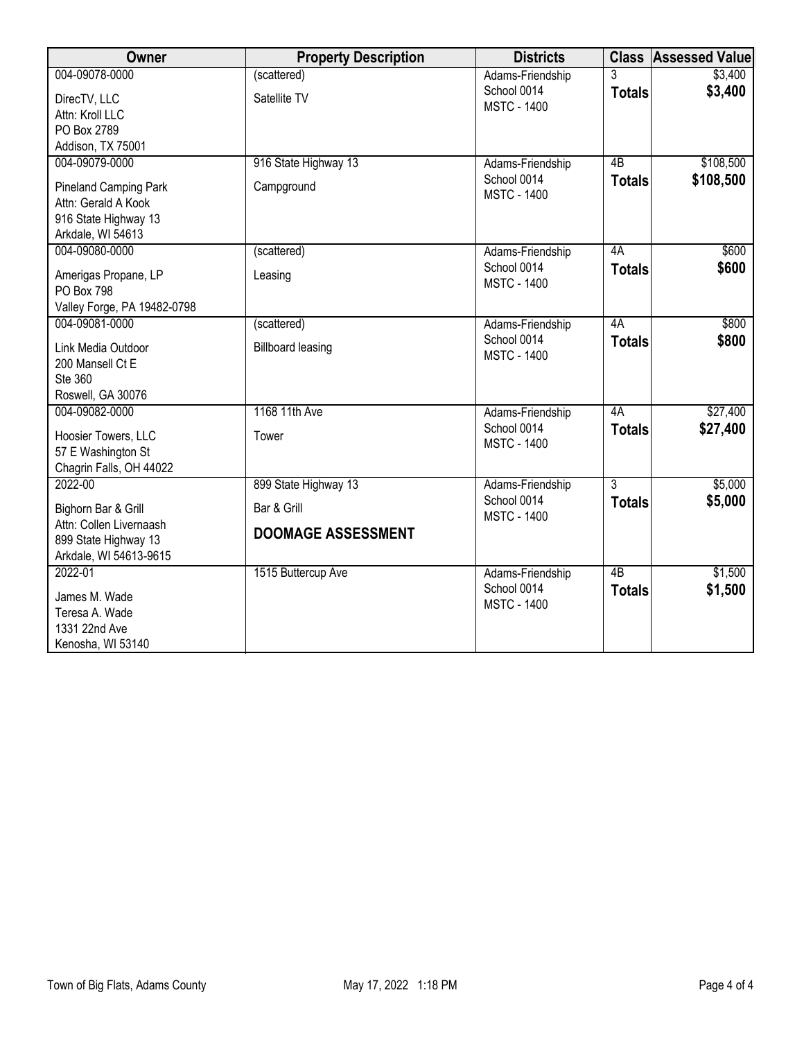| Owner | Property Description | Districts | Class | Assessed Value |
|---|---|---|---|---|
| 004-09078-0000<br>DirecTV, LLC<br>Attn: Kroll LLC<br>PO Box 2789<br>Addison, TX 75001 | (scattered)<br>Satellite TV | Adams-Friendship<br>School 0014<br>MSTC - 1400 | 3<br>**Totals** | $3,400<br>**$3,400** |
| 004-09079-0000<br>Pineland Camping Park<br>Attn: Gerald A Kook<br>916 State Highway 13<br>Arkdale, WI 54613 | 916 State Highway 13<br>Campground | Adams-Friendship<br>School 0014<br>MSTC - 1400 | 4B<br>**Totals** | $108,500<br>**$108,500** |
| 004-09080-0000<br>Amerigas Propane, LP<br>PO Box 798<br>Valley Forge, PA 19482-0798 | (scattered)<br>Leasing | Adams-Friendship<br>School 0014<br>MSTC - 1400 | 4A<br>**Totals** | $600<br>**$600** |
| 004-09081-0000<br>Link Media Outdoor<br>200 Mansell Ct E<br>Ste 360<br>Roswell, GA 30076 | (scattered)<br>Billboard leasing | Adams-Friendship<br>School 0014<br>MSTC - 1400 | 4A<br>**Totals** | $800<br>**$800** |
| 004-09082-0000<br>Hoosier Towers, LLC<br>57 E Washington St<br>Chagrin Falls, OH 44022 | 1168 11th Ave<br>Tower | Adams-Friendship<br>School 0014<br>MSTC - 1400 | 4A<br>**Totals** | $27,400<br>**$27,400** |
| 2022-00<br>Bighorn Bar & Grill<br>Attn: Collen Livernaash<br>899 State Highway 13<br>Arkdale, WI 54613-9615 | 899 State Highway 13<br>Bar & Grill<br>**DOOMAGE ASSESSMENT** | Adams-Friendship<br>School 0014<br>MSTC - 1400 | 3<br>**Totals** | $5,000<br>**$5,000** |
| 2022-01<br>James M. Wade<br>Teresa A. Wade<br>1331 22nd Ave<br>Kenosha, WI 53140 | 1515 Buttercup Ave | Adams-Friendship<br>School 0014<br>MSTC - 1400 | 4B<br>**Totals** | $1,500<br>**$1,500** |

Town of Big Flats, Adams County

May 17, 2022 1:18 PM